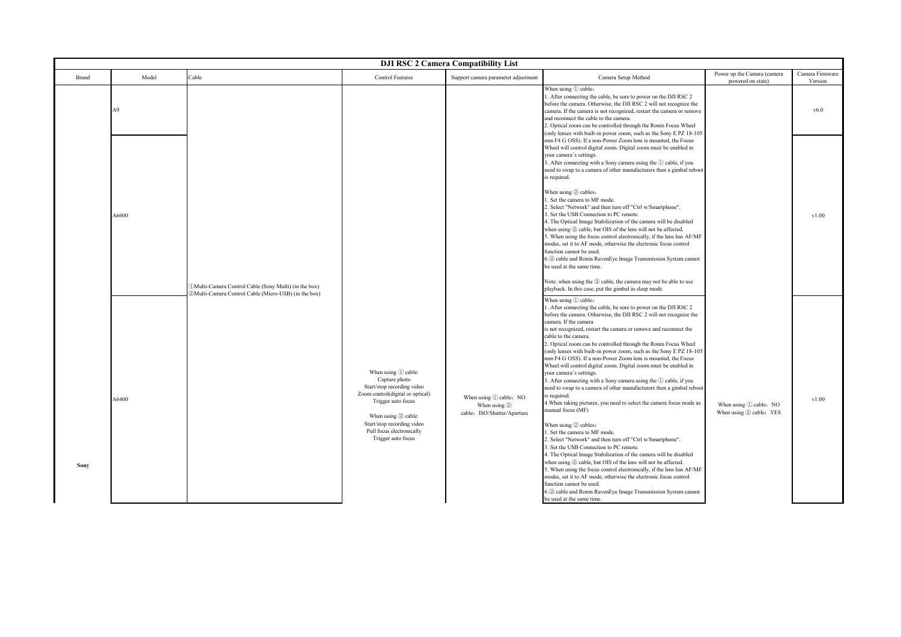# DJI RSC 2 Camera Compatibility List

| Brand | Model | Cable | Control Features | Support camera parameter adjustment | Camera Setup Method | Power up the Camera (camera powered on state) | Camera Firmware Version |
|---|---|---|---|---|---|---|---|
| Sony | A9 | ①Multi-Camera Control Cable (Sony Multi) (in the box)<br>②Multi-Camera Control Cable (Micro-USB) (in the box) | When using ① cable:<br>Capture photo<br>Start/stop recording video<br>Zoom control(digital or optical)<br>Trigger auto focus<br><br>When using ② cable:<br>Start/stop recording video<br>Pull focus electronically<br>Trigger auto focus | When using ① cable：NO<br>When using ② cable：ISO/Shutter/Aperture | When using ① cable：<br>1. After connecting the cable, be sure to power on the DJI RSC 2 before the camera. Otherwise, the DJI RSC 2 will not recognize the camera. If the camera is not recognized, restart the camera or remove and reconnect the cable to the camera.<br>2. Optical zoom can be controlled through the Ronin Focus Wheel (only lenses with built-in power zoom, such as the Sony E PZ 18-105 mm F4 G OSS). If a non-Power Zoom lens is mounted, the Focus Wheel will control digital zoom. Digital zoom must be enabled in your camera's settings.<br>3. After connecting with a Sony camera using the ① cable, if you need to swap to a camera of other manufacturers then a gimbal reboot is required.<br><br>When using ② cables：<br>1. Set the camera to MF mode.<br>2. Select "Network" and then turn off "Ctrl w/Smartphone".<br>3. Set the USB Connection to PC remote.<br>4. The Optical Image Stabilization of the camera will be disabled when using ② cable, but OIS of the lens will not be affected.<br>5. When using the focus control electronically, if the lens has AF/MF modes, set it to AF mode, otherwise the electronic focus control function cannot be used.<br>6.② cable and Ronin RavenEye Image Transmission System cannot be used at the same time.<br><br>Note: when using the ② cable, the camera may not be able to use playback. In this case, put the gimbal in sleep mode. | When using ① cable：NO<br>When using ② cable：YES | v6.0 |
| Sony | A6600 | | | | | | v1.00 |
| Sony | A6400 | | | | When using ① cable：<br>1. After connecting the cable, be sure to power on the DJI RSC 2 before the camera. Otherwise, the DJI RSC 2 will not recognize the camera. If the camera is not recognized, restart the camera or remove and reconnect the cable to the camera.<br>2. Optical zoom can be controlled through the Ronin Focus Wheel (only lenses with built-in power zoom, such as the Sony E PZ 18-105 mm F4 G OSS). If a non-Power Zoom lens is mounted, the Focus Wheel will control digital zoom. Digital zoom must be enabled in your camera's settings.<br>3. After connecting with a Sony camera using the ① cable, if you need to swap to a camera of other manufacturers then a gimbal reboot is required.<br>4.When taking pictures, you need to select the camera focus mode as manual focus (MF)<br><br>When using ② cables：<br>1. Set the camera to MF mode.<br>2. Select "Network" and then turn off "Ctrl w/Smartphone".<br>3. Set the USB Connection to PC remote.<br>4. The Optical Image Stabilization of the camera will be disabled when using ② cable, but OIS of the lens will not be affected.<br>5. When using the focus control electronically, if the lens has AF/MF modes, set it to AF mode, otherwise the electronic focus control function cannot be used.<br>6.② cable and Ronin RavenEye Image Transmission System cannot be used at the same time. | | v1.00 |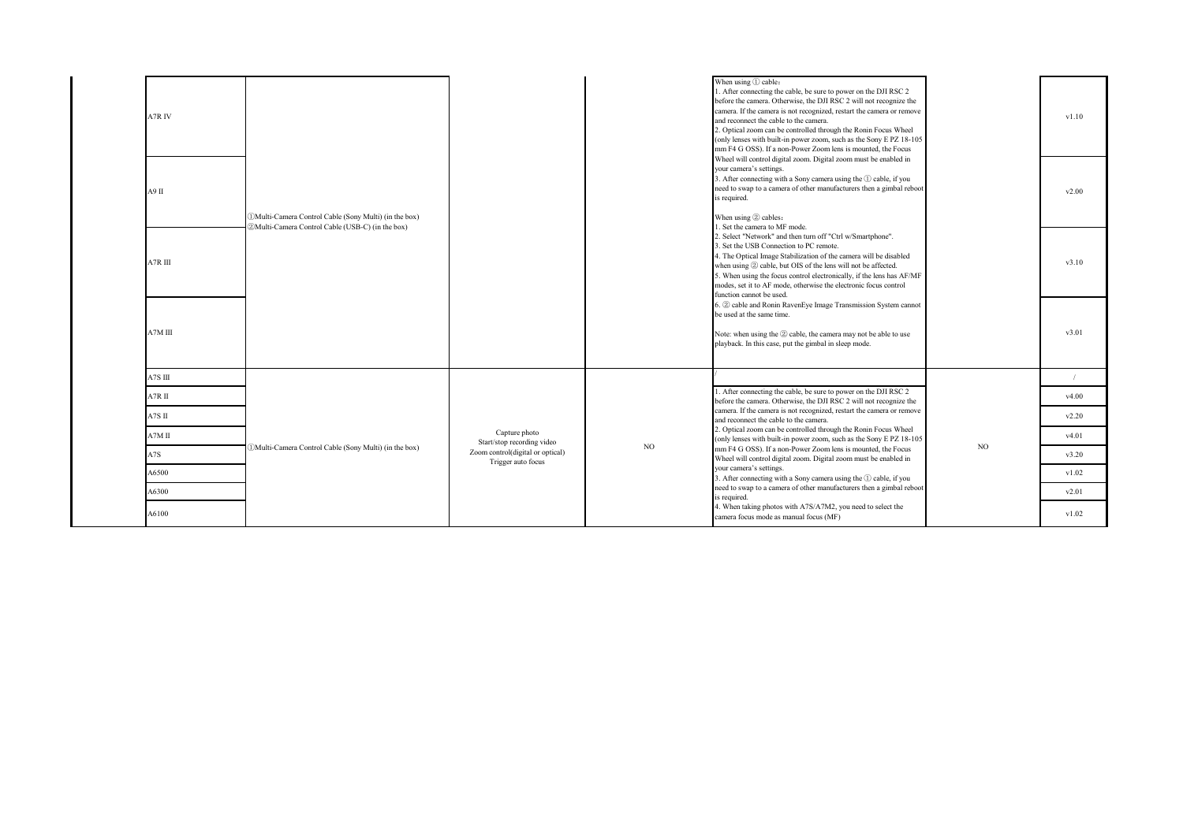| | | | | | |
|---|---|---|---|---|---|
| A7R IV | ①Multi-Camera Control Cable (Sony Multi) (in the box)<br>②Multi-Camera Control Cable (USB-C) (in the box) | | | When using ① cable：<br>1. After connecting the cable, be sure to power on the DJI RSC 2 before the camera. Otherwise, the DJI RSC 2 will not recognize the camera. If the camera is not recognized, restart the camera or remove and reconnect the cable to the camera.<br>2. Optical zoom can be controlled through the Ronin Focus Wheel (only lenses with built-in power zoom, such as the Sony E PZ 18-105 mm F4 G OSS). If a non-Power Zoom lens is mounted, the Focus Wheel will control digital zoom. Digital zoom must be enabled in your camera's settings.<br>3. After connecting with a Sony camera using the ① cable, if you need to swap to a camera of other manufacturers then a gimbal reboot is required.<br><br>When using ② cables：<br>1. Set the camera to MF mode.<br>2. Select "Network" and then turn off "Ctrl w/Smartphone".<br>3. Set the USB Connection to PC remote.<br>4. The Optical Image Stabilization of the camera will be disabled when using ② cable, but OIS of the lens will not be affected.<br>5. When using the focus control electronically, if the lens has AF/MF modes, set it to AF mode, otherwise the electronic focus control function cannot be used.<br>6. ② cable and Ronin RavenEye Image Transmission System cannot be used at the same time.<br><br>Note: when using the ② cable, the camera may not be able to use playback. In this case, put the gimbal in sleep mode. | v1.10 |
| A9 II | | | | | v2.00 |
| A7R III | | | | | v3.10 |
| A7M III | | | | | v3.01 |
| A7S III | | | | / | / |
| A7R II | ①Multi-Camera Control Cable (Sony Multi) (in the box) | Capture photo<br>Start/stop recording video<br>Zoom control(digital or optical)<br>Trigger auto focus | NO | 1. After connecting the cable, be sure to power on the DJI RSC 2 before the camera. Otherwise, the DJI RSC 2 will not recognize the camera. If the camera is not recognized, restart the camera or remove and reconnect the cable to the camera.<br>2. Optical zoom can be controlled through the Ronin Focus Wheel (only lenses with built-in power zoom, such as the Sony E PZ 18-105 mm F4 G OSS). If a non-Power Zoom lens is mounted, the Focus Wheel will control digital zoom. Digital zoom must be enabled in your camera's settings.<br>3. After connecting with a Sony camera using the ① cable, if you need to swap to a camera of other manufacturers then a gimbal reboot is required.<br>4. When taking photos with A7S/A7M2, you need to select the camera focus mode as manual focus (MF) | v4.00 |
| A7S II | | | | | v2.20 |
| A7M II | | | | | v4.01 |
| A7S | | | | | v3.20 |
| A6500 | | | | | v1.02 |
| A6300 | | | | | v2.01 |
| A6100 | | | | | v1.02 |

NO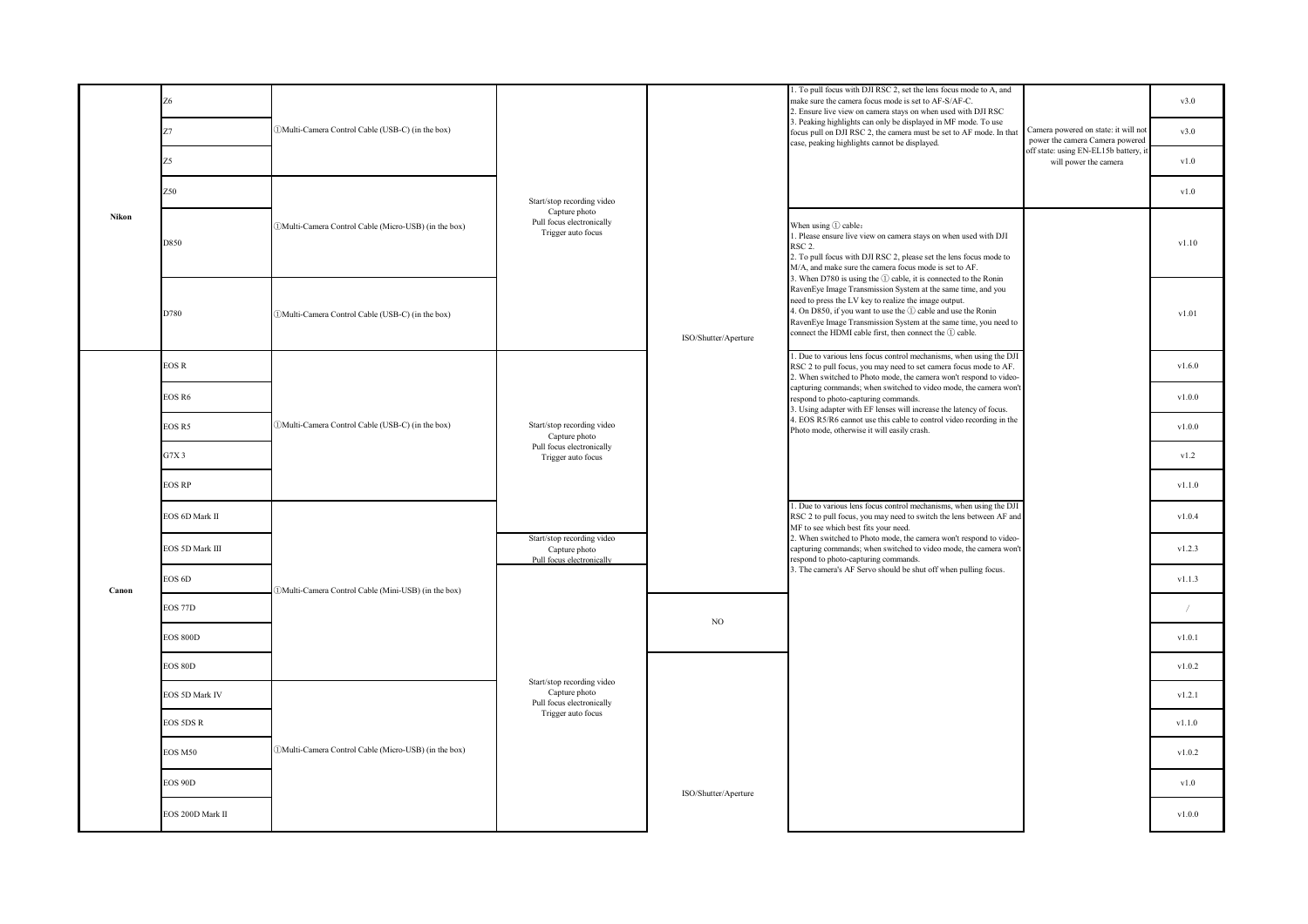| | | | | | | | |
|---|---|---|---|---|---|---|---|
| Nikon | Z6 | ①Multi-Camera Control Cable (USB-C) (in the box) | Start/stop recording video<br>Capture photo<br>Pull focus electronically<br>Trigger auto focus | ISO/Shutter/Aperture | 1. To pull focus with DJI RSC 2, set the lens focus mode to A, and make sure the camera focus mode is set to AF-S/AF-C.<br>2. Ensure live view on camera stays on when used with DJI RSC<br>3. Peaking highlights can only be displayed in MF mode. To use focus pull on DJI RSC 2, the camera must be set to AF mode. In that case, peaking highlights cannot be displayed. | Camera powered on state: it will not power the camera Camera powered off state: using EN-EL15b battery, it will power the camera | v3.0 |
| | Z7 | | | | | | v3.0 |
| | Z5 | | | | | | v1.0 |
| | Z50 | ①Multi-Camera Control Cable (USB-C) (in the box) | | | | | v1.0 |
| | D850 | ①Multi-Camera Control Cable (Micro-USB) (in the box) | | | When using ① cable：<br>1. Please ensure live view on camera stays on when used with DJI RSC 2.<br>2. To pull focus with DJI RSC 2, please set the lens focus mode to M/A, and make sure the camera focus mode is set to AF.<br>3. When D780 is using the ① cable, it is connected to the Ronin RavenEye Image Transmission System at the same time, and you need to press the LV key to realize the image output.<br>4. On D850, if you want to use the ① cable and use the Ronin RavenEye Image Transmission System at the same time, you need to connect the HDMI cable first, then connect the ① cable. | | v1.10 |
| | D780 | ①Multi-Camera Control Cable (USB-C) (in the box) | | | | | v1.01 |
| Canon | EOS R | ①Multi-Camera Control Cable (USB-C) (in the box) | Start/stop recording video<br>Capture photo<br>Pull focus electronically<br>Trigger auto focus | | 1. Due to various lens focus control mechanisms, when using the DJI RSC 2 to pull focus, you may need to set camera focus mode to AF.<br>2. When switched to Photo mode, the camera won't respond to video-capturing commands; when switched to video mode, the camera won't respond to photo-capturing commands.<br>3. Using adapter with EF lenses will increase the latency of focus.<br>4. EOS R5/R6 cannot use this cable to control video recording in the Photo mode, otherwise it will easily crash. | | v1.6.0 |
| | EOS R6 | | | | | | v1.0.0 |
| | EOS R5 | | | | | | v1.0.0 |
| | G7X 3 | | | | | | v1.2 |
| | EOS RP | | | | | | v1.1.0 |
| | EOS 6D Mark II | ①Multi-Camera Control Cable (Mini-USB) (in the box) | | | 1. Due to various lens focus control mechanisms, when using the DJI RSC 2 to pull focus, you may need to switch the lens between AF and MF to see which best fits your need.<br>2. When switched to Photo mode, the camera won't respond to video-capturing commands; when switched to video mode, the camera won't respond to photo-capturing commands.<br>3. The camera's AF Servo should be shut off when pulling focus. | | v1.0.4 |
| | EOS 5D Mark III | | Start/stop recording video<br>Capture photo<br>Pull focus electronically | | | | v1.2.3 |
| | EOS 6D | | Start/stop recording video<br>Capture photo<br>Pull focus electronically<br>Trigger auto focus | | | | v1.1.3 |
| | EOS 77D | | | NO | | | / |
| | EOS 800D | | | | | | v1.0.1 |
| | EOS 80D | | | ISO/Shutter/Aperture | | | v1.0.2 |
| | EOS 5D Mark IV | ①Multi-Camera Control Cable (Micro-USB) (in the box) | | | | | v1.2.1 |
| | EOS 5DS R | | | | | | v1.1.0 |
| | EOS M50 | | | | | | v1.0.2 |
| | EOS 90D | | | | | | v1.0 |
| | EOS 200D Mark II | | | | | | v1.0.0 |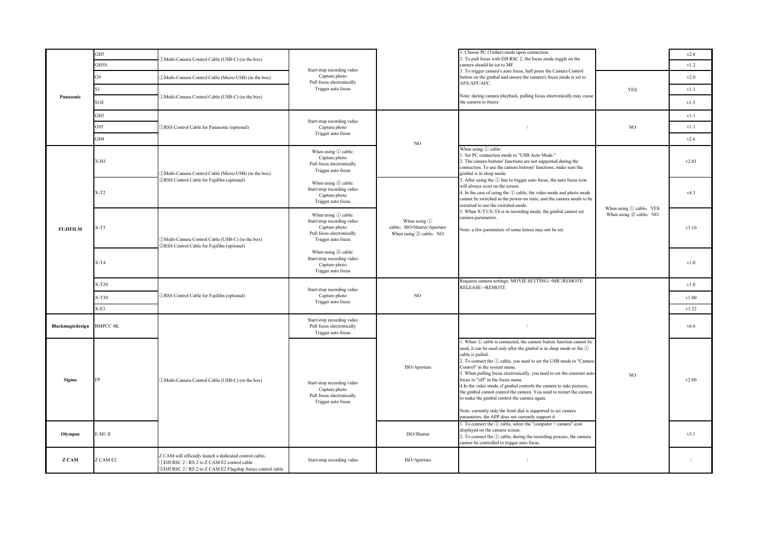| | | | | | | | |
|---|---|---|---|---|---|---|---|
| Panasonic | GH5 | ①Multi-Camera Control Cable (USB-C) (in the box) | Start/stop recording video<br>Capture photo<br>Pull focus electronically<br>Trigger auto focus | | 1. Choose PC (Tether) mode upon connection.<br>2. To pull focus with DJI RSC 2, the focus mode toggle on the camera should be set to MF.<br>3. To trigger camera's auto focus, half press the Camera Control button on the gimbal and ensure the camera's focus mode is set to AFS/AFF/AFC.<br><br>Note: during camera playback, pulling focus electronically may cause the camera to freeze | | v2.6 |
| | GH5S | | | | | | v1.2 |
| | G9 | ①Multi-Camera Control Cable (Micro-USB) (in the box) | | | | YES | v2.0 |
| | S1 | ①Multi-Camera Control Cable (USB-C) (in the box) | | | | | v1.1 |
| | S1H | | | | | | v1.3 |
| | GH3 | ①RSS Control Cable for Panasonic (optional) | Start/stop recording video<br>Capture photo<br>Trigger auto focus | NO | / | NO | v1.1 |
| | G95 | | | | | | v1.1 |
| | GH4 | | | | | | v2.6 |
| FUJIFILM | X-H1 | ①Multi-Camera Control Cable (Micro-USB) (in the box)<br>②RSS Control Cable for Fujifilm (optional) | When using ① cable:<br>Capture photo<br>Pull focus electronically<br>Trigger auto focus | | When using ① cable:<br>1. Set PC connection mode to "USB Auto Mode."<br>2. The camera buttons' functions are not supported during the connection. To use the camera buttons' functions, make sure the gimbal is in sleep mode.<br>3. After using the ① line to trigger auto focus, the auto focus icon will always exist on the screen.<br>4. In the case of using the ① cable, the video mode and photo mode cannot be switched in the power-on state, and the camera needs to be restarted to use the switched mode.<br>5. When X-T3/X-T4 is in recording mode, the gimbal cannot set camera parameters.<br><br>Note: a few parameters of some lenses may not be set. | When using ① cable：YES<br>When using ② cable：NO | v2.01 |
| | X-T2 | | When using ② cable:<br>Start/stop recording video<br>Capture photo<br>Trigger auto focus | When using ① cable：ISO/Shutter/Aperture<br>When using ② cable：NO | | | v4.3 |
| | X-T3 | ①Multi-Camera Control Cable (USB-C) (in the box)<br>②RSS Control Cable for Fujifilm (optional) | When using ① cable:<br>Start/stop recording video<br>Capture photo<br>Pull focus electronically<br>Trigger auto focus | | | | v3.10 |
| | X-T4 | | When using ② cable:<br>Start/stop recording video<br>Capture photo<br>Trigger auto focus | | | | v1.0 |
| | X-T20 | ①RSS Control Cable for Fujifilm (optional) | Start/stop recording video<br>Capture photo<br>Trigger auto focus | NO | Requires camera settings: MOVIE SETTING->MIC/REMOTE RELEASE->REMOTE | | v1.0 |
| | X-T30 | | | | | | v1.00 |
| | X-E3 | | | | | | v1.22 |
| Blackmagicdesign | BMPCC 4K | ①Multi-Camera Control Cable (USB-C) (in the box) | Start/stop recording video<br>Pull focus electronically<br>Trigger auto focus | ISO/Aperture | / | NO | v6.6 |
| Sigma | FP | | Start/stop recording video<br>Capture photo<br>Pull focus electronically<br>Trigger auto focus | | 1. When ① cable is connected, the camera button function cannot be used, it can be used only after the gimbal is in sleep mode or the ① cable is pulled.<br>2. To connect the ① cable, you need to set the USB mode to "Camera Control" in the system menu.<br>3. When pulling focus electronically, you need to set the constant auto focus to "off" in the focus menu.<br>4.In the video mode, if gimbal controls the camera to take pictures, the gimbal cannot control the camera. You need to restart the camera to make the gimbal control the camera again.<br><br>Note: currently only the front dial is supported to set camera parameters, the APP does not currently support it | | v2.00 |
| Olympus | E-M1 II | | | ISO/Shutter | 1. To connect the ① cable, select the "computer + camera" icon displayed on the camera screen.<br>2. To connect the ① cable, during the recording process, the camera cannot be controlled to trigger auto focus. | | v3.1 |
| Z CAM | Z CAM E2 | Z CAM will officially launch a dedicated control cable：<br>①DJI RSC 2 / RS 2 to Z CAM E2 control cable<br>②DJI RSC 2 / RS 2 to Z CAM E2 Flagship Series control cable | Start/stop recording video | ISO/Aperture | / | | / |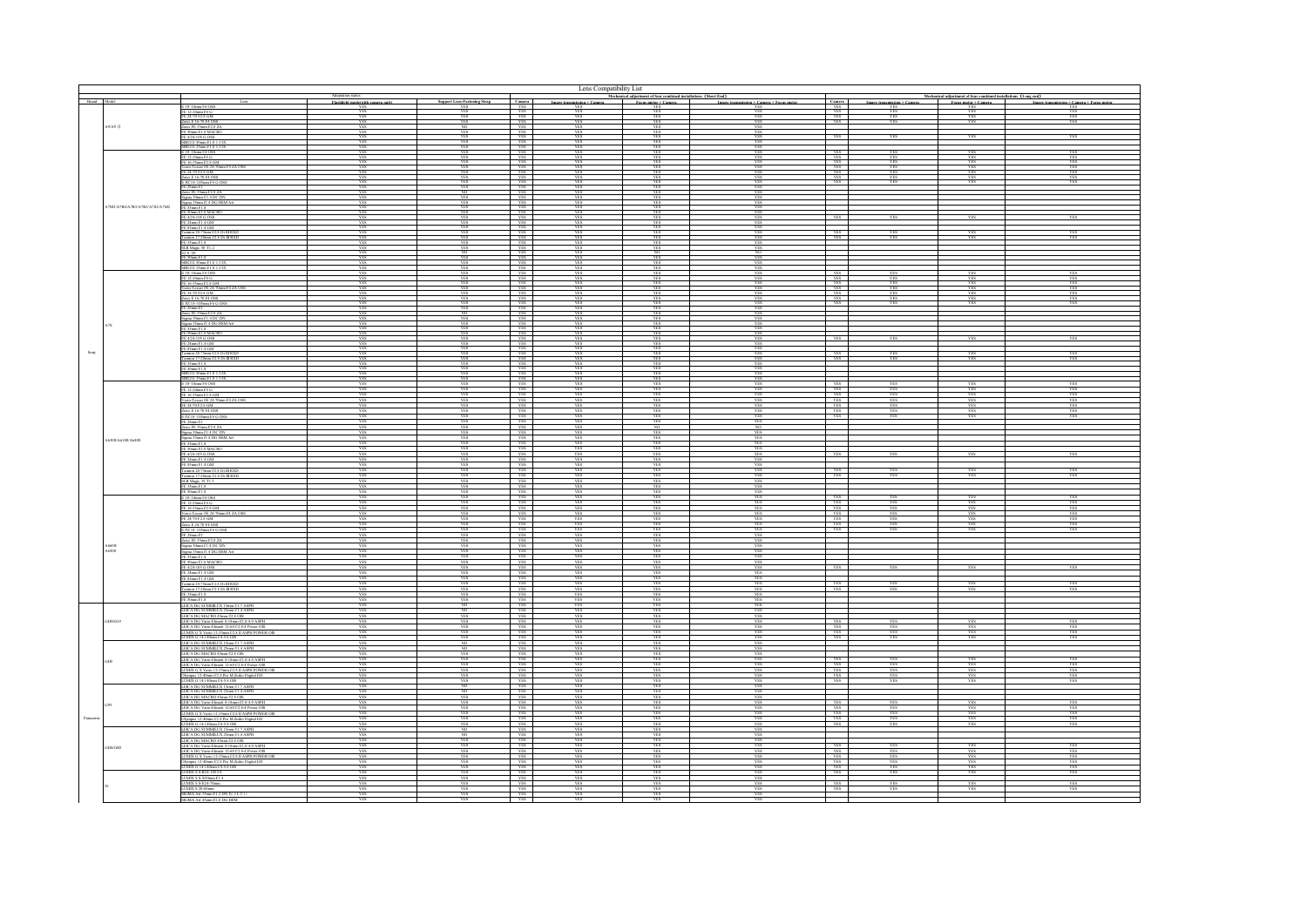# Lens Compatibility List

| Brand | Model | Lens | Adaptation status | | Mechanical adjustment of four combined installations (Short End) | | | | Mechanical adjustment of four combined installations (Long end) | | | |
|---|---|---|---|---|---|---|---|---|---|---|---|---|
| | | | Handheld mode(with camera only) | Support Lens Fastening Strap | Camera | Image transmission + Camera | Focus motor + Camera | Image transmission + Camera + Focus motor | Camera | Image transmission + Camera | Focus motor + Camera | Image transmission + Camera + Focus motor |
| Sony | A9 II | E 10-18mm F4 OSS | YES | YES | YES | YES | YES | YES | YES | YES | YES | YES |
| | | FE 12-24mm F4 G | YES | YES | YES | YES | YES | YES | YES | YES | YES | YES |
| | | FE 24-70 F2.8 GM | YES | YES | YES | YES | YES | YES | YES | YES | YES | YES |
| | | Zeiss E 16-70 F4 OSS | YES | YES | YES | YES | YES | YES | | | | |
| | | Zeiss FE 35mm F2.8 ZA | YES | NO | YES | YES | YES | YES | | | | |
| | | FE 90mm F2.8 MACRO | YES | YES | YES | YES | YES | YES | | | | |
| | | FE 4/24-105 G OSS | YES | YES | YES | YES | YES | YES | YES | YES | YES | YES |
| | | SIRUI 50mm F1.8 1.33X | YES | YES | YES | YES | YES | YES | | | | |
| | | SIRUI 35mm F1.8 1.33X | YES | YES | YES | YES | YES | YES | | | | |
| | A7M3/A7R4/A7R3/A7S3/A7S2/A7M2 | E 10-18mm F4 OSS | YES | YES | YES | YES | YES | YES | YES | YES | YES | YES |
| | | FE 12-24mm F4 G | YES | YES | YES | YES | YES | YES | YES | YES | YES | YES |
| | | FE 16-35mm F2.8 GM | YES | YES | YES | YES | YES | YES | YES | YES | YES | YES |
| | | Vario-Tessar FE 24-70mm F4 ZA OSS | YES | YES | YES | YES | YES | YES | YES | YES | YES | YES |
| | | FE 24-70 F2.8 GM | YES | YES | YES | YES | YES | YES | YES | YES | YES | YES |
| | | Zeiss E 16-70 F4 OSS | YES | YES | YES | YES | YES | YES | YES | YES | YES | YES |
| | | E PZ 18-105mm F4 G OSS | YES | YES | YES | YES | YES | YES | | | | |
| | | FE 28mm F2 | YES | YES | YES | YES | YES | YES | | | | |
| | | Zeiss FE 35mm F2.8 ZA | YES | NO | YES | YES | YES | YES | | | | |
| | | Sigma 30mm F1.4 DC DN | YES | YES | YES | YES | YES | YES | | | | |
| | | Sigma 35mm F1.4 DG HSM Art | YES | YES | YES | YES | YES | YES | | | | |
| | | FE 50mm F1.8 | YES | YES | YES | YES | YES | YES | | | | |
| | | FE 90mm F2.8 MACRO | YES | YES | YES | YES | YES | YES | | | | |
| | | FE 4/24-105 G OSS | YES | YES | YES | YES | YES | YES | YES | YES | YES | YES |
| | | FE 24mm F1.4 GM | YES | YES | YES | YES | YES | YES | | | | |
| | | FE 85mm F1.4 GM | YES | YES | YES | YES | YES | YES | | | | |
| | | Tamron 28-75mm F2.8 Di III RXD | YES | YES | YES | YES | YES | YES | YES | YES | YES | YES |
| | | Tamron 17-28mm F2.8 Di III RXD | YES | YES | YES | YES | YES | YES | YES | YES | YES | YES |
| | | FE 35mm F1.8 | YES | YES | YES | YES | YES | YES | | | | |
| | | SLR Magic 50 T1.2 | YES | YES | YES | YES | YES | YES | | | | |
| | | E 2.8/20 | YES | NO | YES | YES | NO | NO | | | | |
| | | FE 85mm F1.8 | YES | YES | YES | YES | YES | YES | | | | |
| | | SIRUI 50mm F1.8 1.33X | YES | YES | YES | YES | YES | YES | | | | |
| | | SIRUI 35mm F1.8 1.33X | YES | YES | YES | YES | YES | YES | | | | |
| | A7C | E 10-18mm F4 OSS | YES | YES | YES | YES | YES | YES | YES | YES | YES | YES |
| | | FE 12-24mm F4 G | YES | YES | YES | YES | YES | YES | YES | YES | YES | YES |
| | | FE 16-35mm F2.8 GM | YES | YES | YES | YES | YES | YES | YES | YES | YES | YES |
| | | Vario-Tessar FE 24-70mm F4 ZA OSS | YES | YES | YES | YES | YES | YES | YES | YES | YES | YES |
| | | FE 24-70 F2.8 GM | YES | YES | YES | YES | YES | YES | YES | YES | YES | YES |
| | | Zeiss E 16-70 F4 OSS | YES | YES | YES | YES | YES | YES | YES | YES | YES | YES |
| | | E PZ 18-105mm F4 G OSS | YES | YES | YES | YES | YES | YES | | | | |
| | | FE 28mm F2 | YES | YES | YES | YES | YES | YES | | | | |
| | | Zeiss FE 35mm F2.8 ZA | YES | NO | YES | YES | YES | YES | | | | |
| | | Sigma 30mm F1.4 DC DN | YES | YES | YES | YES | YES | YES | | | | |
| | | Sigma 35mm F1.4 DG HSM Art | YES | YES | YES | YES | YES | YES | | | | |
| | | FE 50mm F1.8 | YES | YES | YES | YES | YES | YES | | | | |
| | | FE 90mm F2.8 MACRO | YES | YES | YES | YES | YES | YES | | | | |
| | | FE 4/24-105 G OSS | YES | YES | YES | YES | YES | YES | YES | YES | YES | YES |
| | | FE 24mm F1.4 GM | YES | YES | YES | YES | YES | YES | | | | |
| | | FE 85mm F1.4 GM | YES | YES | YES | YES | YES | YES | | | | |
| | | Tamron 28-75mm F2.8 Di III RXD | YES | YES | YES | YES | YES | YES | YES | YES | YES | YES |
| | | Tamron 17-28mm F2.8 Di III RXD | YES | YES | YES | YES | YES | YES | YES | YES | YES | YES |
| | | FE 35mm F1.8 | YES | YES | YES | YES | YES | YES | | | | |
| | | FE 85mm F1.8 | YES | YES | YES | YES | YES | YES | | | | |
| | | SIRUI 50mm F1.8 1.33X | YES | YES | YES | YES | YES | YES | | | | |
| | | SIRUI 35mm F1.8 1.33X | YES | YES | YES | YES | YES | YES | | | | |
| | A6600/A6100/A6400 | E 10-18mm F4 OSS | YES | YES | YES | YES | YES | YES | YES | YES | YES | YES |
| | | FE 12-24mm F4 G | YES | YES | YES | YES | YES | YES | YES | YES | YES | YES |
| | | FE 16-35mm F2.8 GM | YES | YES | YES | YES | YES | YES | YES | YES | YES | YES |
| | | Vario-Tessar FE 24-70mm F4 ZA OSS | YES | YES | YES | YES | YES | YES | YES | YES | YES | YES |
| | | FE 24-70 F2.8 GM | YES | YES | YES | YES | YES | YES | YES | YES | YES | YES |
| | | Zeiss E 16-70 F4 OSS | YES | YES | YES | YES | YES | YES | YES | YES | YES | YES |
| | | E PZ 18-105mm F4 G OSS | YES | YES | YES | YES | YES | YES | | | | |
| | | FE 28mm F2 | YES | YES | YES | YES | YES | YES | | | | |
| | | Zeiss FE 35mm F2.8 ZA | YES | YES | YES | YES | NO | NO | | | | |
| | | Sigma 30mm F1.4 DC DN | YES | YES | YES | YES | YES | YES | | | | |
| | | Sigma 35mm F1.4 DG HSM Art | YES | YES | YES | YES | YES | YES | | | | |
| | | FE 50mm F1.8 | YES | YES | YES | YES | YES | YES | | | | |
| | | FE 90mm F2.8 MACRO | YES | YES | YES | YES | YES | YES | | | | |
| | | FE 4/24-105 G OSS | YES | YES | YES | YES | YES | YES | YES | YES | YES | YES |
| | | FE 24mm F1.4 GM | YES | YES | YES | YES | YES | YES | | | | |
| | | FE 85mm F1.4 GM | YES | YES | YES | YES | YES | YES | | | | |
| | | Tamron 28-75mm F2.8 Di III RXD | YES | YES | YES | YES | YES | YES | YES | YES | YES | YES |
| | | Tamron 17-28mm F2.8 Di III RXD | YES | YES | YES | YES | YES | YES | YES | YES | YES | YES |
| | | SLR Magic 50 T1.2 | YES | YES | YES | YES | YES | YES | | | | |
| | | FE 35mm F1.8 | YES | YES | YES | YES | YES | YES | | | | |
| | | FE 85mm F1.8 | YES | YES | YES | YES | YES | YES | | | | |
| | A6600/A6300 | E 10-18mm F4 OSS | YES | YES | YES | YES | YES | YES | YES | YES | YES | YES |
| | | FE 12-24mm F4 G | YES | YES | YES | YES | YES | YES | YES | YES | YES | YES |
| | | FE 16-35mm F2.8 GM | YES | YES | YES | YES | YES | YES | YES | YES | YES | YES |
| | | Vario-Tessar FE 24-70mm F4 ZA OSS | YES | YES | YES | YES | YES | YES | YES | YES | YES | YES |
| | | FE 24-70 F2.8 GM | YES | YES | YES | YES | YES | YES | YES | YES | YES | YES |
| | | Zeiss E 16-70 F4 OSS | YES | YES | YES | YES | YES | YES | YES | YES | YES | YES |
| | | E PZ 18-105mm F4 G OSS | YES | YES | YES | YES | YES | YES | | | | |
| | | FE 28mm F2 | YES | YES | YES | YES | YES | YES | | | | |
| | | Zeiss FE 35mm F2.8 ZA | YES | YES | YES | YES | YES | YES | | | | |
| | | Sigma 30mm F1.4 DC DN | YES | YES | YES | YES | YES | YES | | | | |
| | | Sigma 35mm F1.4 DG HSM Art | YES | YES | YES | YES | YES | YES | | | | |
| | | FE 35mm F1.8 | YES | YES | YES | YES | YES | YES | | | | |
| | | FE 90mm F2.8 MACRO | YES | YES | YES | YES | YES | YES | | | | |
| | | FE 4/24-105 G OSS | YES | YES | YES | YES | YES | YES | YES | YES | YES | YES |
| | | FE 24mm F1.4 GM | YES | YES | YES | YES | YES | YES | | | | |
| | | FE 85mm F1.4 GM | YES | YES | YES | YES | YES | YES | | | | |
| | | Tamron 28-75mm F2.8 Di III RXD | YES | YES | YES | YES | YES | YES | YES | YES | YES | YES |
| | | Tamron 17-28mm F2.8 Di III RXD | YES | YES | YES | YES | YES | YES | YES | YES | YES | YES |
| | | FE 35mm F1.8 | YES | YES | YES | YES | YES | YES | | | | |
| | | FE 50mm F1.8 | YES | YES | YES | YES | YES | YES | | | | |
| Panasonic | GH5/G9 | LEICA DG SUMMILUX 15mm F1.7 ASPH | YES | NO | YES | YES | YES | YES | | | | |
| | | LEICA DG SUMMILUX 25mm F1.4 ASPH | YES | NO | YES | YES | YES | YES | | | | |
| | | LEICA DG MACRO 45mm F2.8 OIS | YES | YES | YES | YES | YES | YES | | | | |
| | | LEICA DG Vario-Elmarit 8-18mm F2.8-4.0 ASPH | YES | YES | YES | YES | YES | YES | YES | YES | YES | YES |
| | | LEICA DG Vario-Elmarit 12-60 F2.8-4.0 Power OIS | YES | YES | YES | YES | YES | YES | YES | YES | YES | YES |
| | | LUMIX G X Vario 12-35mm F2.8 ASPH POWER OIS | YES | YES | YES | YES | YES | YES | YES | YES | YES | YES |
| | | LUMIX G 14-140mm F3.5-5.6 OIS | YES | YES | YES | YES | YES | YES | YES | YES | YES | YES |
| | GH5 | LEICA DG SUMMILUX 15mm F1.7 ASPH | YES | NO | YES | YES | YES | YES | | | | |
| | | LEICA DG SUMMILUX 25mm F1.4 ASPH | YES | NO | YES | YES | YES | YES | | | | |
| | | LEICA DG MACRO 45mm F2.8 OIS | YES | YES | YES | YES | YES | YES | | | | |
| | | LEICA DG Vario-Elmarit 8-18mm F2.8-4.0 ASPH | YES | YES | YES | YES | YES | YES | YES | YES | YES | YES |
| | | LEICA DG Vario-Elmarit 12-60 F2.8-4.0 Power OIS | YES | YES | YES | YES | YES | YES | YES | YES | YES | YES |
| | | LUMIX G X Vario 12-35mm F2.8 ASPH POWER OIS | YES | YES | YES | YES | YES | YES | YES | YES | YES | YES |
| | | Olympus 12-40mm F2.8 Pro M.Zuiko Digital ED | YES | YES | YES | YES | YES | YES | YES | YES | YES | YES |
| | | LUMIX G 14-140mm F3.5-5.6 OIS | YES | YES | YES | YES | YES | YES | YES | YES | YES | YES |
| | G9 | LEICA DG SUMMILUX 15mm F1.7 ASPH | YES | NO | YES | YES | YES | YES | | | | |
| | | LEICA DG SUMMILUX 25mm F1.4 ASPH | YES | NO | YES | YES | YES | YES | | | | |
| | | LEICA DG MACRO 45mm F2.8 OIS | YES | YES | YES | YES | YES | YES | | | | |
| | | LEICA DG Vario-Elmarit 8-18mm F2.8-4.0 ASPH | YES | YES | YES | YES | YES | YES | YES | YES | YES | YES |
| | | LEICA DG Vario-Elmarit 12-60 F2.8-4.0 Power OIS | YES | YES | YES | YES | YES | YES | YES | YES | YES | YES |
| | | LUMIX G X Vario 12-35mm F2.8 ASPH POWER OIS | YES | YES | YES | YES | YES | YES | YES | YES | YES | YES |
| | | Olympus 12-40mm F2.8 Pro M.Zuiko Digital ED | YES | YES | YES | YES | YES | YES | YES | YES | YES | YES |
| | | LUMIX G 14-140mm F3.5-5.6 OIS | YES | YES | YES | YES | YES | YES | YES | YES | YES | YES |
| | GH5/GH5S | LEICA DG SUMMILUX 15mm F1.7 ASPH | YES | NO | YES | YES | YES | YES | | | | |
| | | LEICA DG SUMMILUX 25mm F1.4 ASPH | YES | NO | YES | YES | YES | YES | | | | |
| | | LEICA DG MACRO 45mm F2.8 OIS | YES | YES | YES | YES | YES | YES | | | | |
| | | LEICA DG Vario-Elmarit 8-18mm F2.8-4.0 ASPH | YES | YES | YES | YES | YES | YES | YES | YES | YES | YES |
| | | LEICA DG Vario-Elmarit 12-60 F2.8-4.0 Power OIS | YES | YES | YES | YES | YES | YES | YES | YES | YES | YES |
| | | LUMIX G X Vario 12-35mm F2.8 ASPH POWER OIS | YES | YES | YES | YES | YES | YES | YES | YES | YES | YES |
| | | Olympus 12-40mm F2.8 Pro M.Zuiko Digital ED | YES | YES | YES | YES | YES | YES | YES | YES | YES | YES |
| | | LUMIX G 14-140mm F3.5-5.6 OIS | YES | YES | YES | YES | YES | YES | YES | YES | YES | YES |
| | S1 | LUMIX S-R24105 F4 | YES | YES | YES | YES | YES | YES | YES | YES | YES | YES |
| | | LUMIX S S-R70200 | YES | YES | YES | YES | YES | YES | YES | YES | YES | YES |
| | | LUMIX S 20-60mm | YES | YES | YES | YES | YES | YES | YES | YES | YES | YES |
| | | SIGMA Art 35mm F1.2 DG DN | L | YES | YES | YES | YES | YES | YES | | | | |
| | | SIGMA Art 45mm F2.8 DG DN | YES | YES | YES | YES | YES | YES | | | | |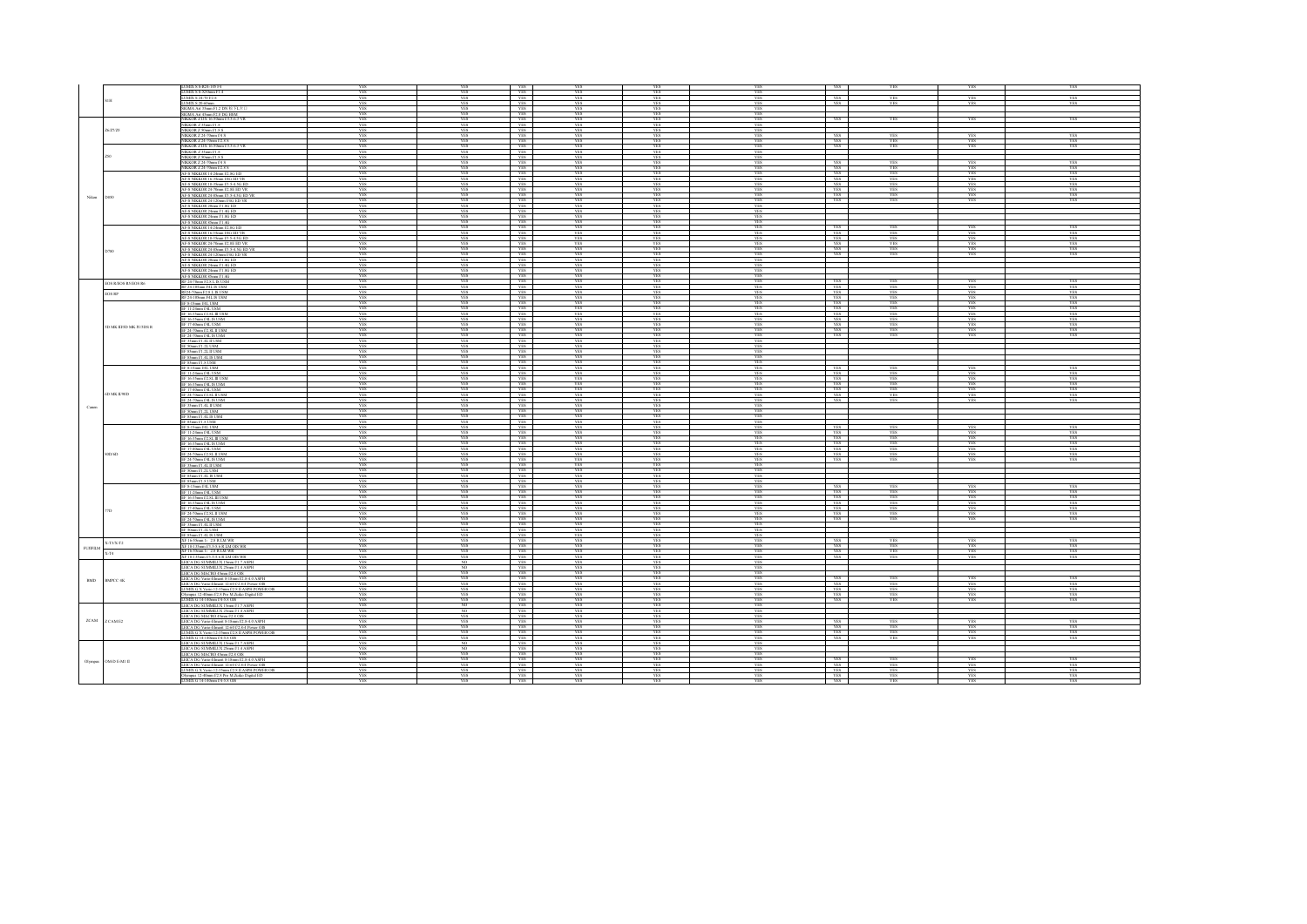| | | | | | | | | | | | | |
|---|---|---|---|---|---|---|---|---|---|---|---|---|
| | S1H | LUMIX S R24-105 F4 | YES | YES | YES | YES | YES | YES | YES | YES | YES | YES |
| | | LUMIX S 50mm F1.4 | YES | YES | YES | YES | YES | YES | | | | |
| | | LUMIX S 24-70 F2.8 | YES | YES | YES | YES | YES | YES | YES | YES | YES | YES |
| | | LUMIX S 20-60mm | YES | YES | YES | YES | YES | YES | YES | YES | YES | YES |
| | | SIGMA Art 35mm F1.2 DG DN | YES | YES | YES | YES | YES | YES | | | | |
| | | SIGMA Art 40mm F1.4 DG HSM | YES | YES | YES | YES | YES | YES | | | | |
| | Z6/Z7/Z9 | NIKKOR Z DX 16-50mm f/3.5-6.3 VR | YES | YES | YES | YES | YES | YES | YES | YES | YES | YES |
| | | NIKKOR Z 35mm f/1.8 S | YES | YES | YES | YES | YES | YES | | | | |
| | | NIKKOR Z 50mm f/1.8 S | YES | YES | YES | YES | YES | YES | | | | |
| | | NIKKOR Z 24-70mm f/4 S | YES | YES | YES | YES | YES | YES | YES | YES | YES | YES |
| | | NIKKOR Z 24-70mm f/2.8 S | YES | YES | YES | YES | YES | YES | YES | YES | YES | YES |
| | Z50 | NIKKOR Z DX 16-50mm f/3.5-6.3 VR | YES | YES | YES | YES | YES | YES | YES | YES | YES | YES |
| | | NIKKOR Z 35mm f/1.8 S | YES | YES | YES | YES | YES | YES | | | | |
| | | NIKKOR Z 50mm f/1.8 S | YES | YES | YES | YES | YES | YES | | | | |
| | | NIKKOR Z 24-70mm f/4 S | YES | YES | YES | YES | YES | YES | YES | YES | YES | YES |
| | | NIKKOR Z 24-70mm f/2.8 S | YES | YES | YES | YES | YES | YES | YES | YES | YES | YES |
| Nikon | D850 | AF-S NIKKOR 14-24mm f/2.8G ED | YES | YES | YES | YES | YES | YES | YES | YES | YES | YES |
| | | AF-S NIKKOR 16-35mm f/4G ED VR | YES | YES | YES | YES | YES | YES | YES | YES | YES | YES |
| | | AF-S NIKKOR 18-35mm f/3.5-4.5G ED | YES | YES | YES | YES | YES | YES | YES | YES | YES | YES |
| | | AF-S NIKKOR 24-70mm f/2.8E ED VR | YES | YES | YES | YES | YES | YES | YES | YES | YES | YES |
| | | AF-S NIKKOR 24-120mm f/4G ED VR | YES | YES | YES | YES | YES | YES | YES | YES | YES | YES |
| | | AF-S NIKKOR 20mm f/1.8G ED | YES | YES | YES | YES | YES | YES | | | | |
| | | AF-S NIKKOR 28mm f/1.8G | YES | YES | YES | YES | YES | YES | | | | |
| | | AF-S NIKKOR 35mm f/1.8G ED | YES | YES | YES | YES | YES | YES | | | | |
| | | AF-S NIKKOR 50mm f/1.8G | YES | YES | YES | YES | YES | YES | | | | |
| | D780 | AF-S NIKKOR 14-24mm f/2.8G ED | YES | YES | YES | YES | YES | YES | YES | YES | YES | YES |
| | | AF-S NIKKOR 16-35mm f/4G ED VR | YES | YES | YES | YES | YES | YES | YES | YES | YES | YES |
| | | AF-S NIKKOR 18-35mm f/3.5-4.5G ED | YES | YES | YES | YES | YES | YES | YES | YES | YES | YES |
| | | AF-S NIKKOR 24-70mm f/2.8E ED VR | YES | YES | YES | YES | YES | YES | YES | YES | YES | YES |
| | | AF-S NIKKOR 24-120mm f/4G ED VR | YES | YES | YES | YES | YES | YES | YES | YES | YES | YES |
| | | AF-S NIKKOR 20mm f/1.8G ED | YES | YES | YES | YES | YES | YES | | | | |
| | | AF-S NIKKOR 28mm f/1.8G | YES | YES | YES | YES | YES | YES | | | | |
| | | AF-S NIKKOR 35mm f/1.8G ED | YES | YES | YES | YES | YES | YES | | | | |
| | | AF-S NIKKOR 50mm f/1.8G | YES | YES | YES | YES | YES | YES | | | | |
| Canon | 1DX MK II/EOS R5 | EF 24-70mm f/2.8L II USM | YES | YES | YES | YES | YES | YES | YES | YES | YES | YES |
| | | EF 24-105mm f/4L IS USM | YES | YES | YES | YES | YES | YES | YES | YES | YES | YES |
| | EOS RP | EF 24-70mm f/2.8L II USM | YES | YES | YES | YES | YES | YES | YES | YES | YES | YES |
| | | EF 24-105mm f/4L IS USM | YES | YES | YES | YES | YES | YES | YES | YES | YES | YES |
| | 5D MK IV | EF 8-15mm f/4L USM | YES | YES | YES | YES | YES | YES | YES | YES | YES | YES |
| | | EF 11-24mm f/4L USM | YES | YES | YES | YES | YES | YES | YES | YES | YES | YES |
| | | EF 16-35mm f/2.8L III USM | YES | YES | YES | YES | YES | YES | YES | YES | YES | YES |
| | | EF 16-35mm f/4L IS USM | YES | YES | YES | YES | YES | YES | YES | YES | YES | YES |
| | | EF 17-40mm f/4L USM | YES | YES | YES | YES | YES | YES | YES | YES | YES | YES |
| | | EF 24-70mm f/2.8L II USM | YES | YES | YES | YES | YES | YES | YES | YES | YES | YES |
| | | EF 24-70mm f/4L IS USM | YES | YES | YES | YES | YES | YES | YES | YES | YES | YES |
| | | EF 35mm f/1.4L II USM | YES | YES | YES | YES | YES | YES | | | | |
| | | EF 50mm f/1.2L USM | YES | YES | YES | YES | YES | YES | | | | |
| | | EF 85mm f/1.4L IS USM | YES | YES | YES | YES | YES | YES | | | | |
| | | EF 85mm f/1.2L II USM | YES | YES | YES | YES | YES | YES | | | | |
| | 6D MK II/90D | EF 8-15mm f/4L USM | YES | YES | YES | YES | YES | YES | YES | YES | YES | YES |
| | | EF 11-24mm f/4L USM | YES | YES | YES | YES | YES | YES | YES | YES | YES | YES |
| | | EF 16-35mm f/2.8L III USM | YES | YES | YES | YES | YES | YES | YES | YES | YES | YES |
| | | EF 16-35mm f/4L IS USM | YES | YES | YES | YES | YES | YES | YES | YES | YES | YES |
| | | EF 17-40mm f/4L USM | YES | YES | YES | YES | YES | YES | YES | YES | YES | YES |
| | | EF 24-70mm f/2.8L II USM | YES | YES | YES | YES | YES | YES | YES | YES | YES | YES |
| | | EF 24-70mm f/4L IS USM | YES | YES | YES | YES | YES | YES | YES | YES | YES | YES |
| | | EF 35mm f/1.4L II USM | YES | YES | YES | YES | YES | YES | | | | |
| | | EF 50mm f/1.2L USM | YES | YES | YES | YES | YES | YES | | | | |
| | | EF 85mm f/1.4L IS USM | YES | YES | YES | YES | YES | YES | | | | |
| | | EF 85mm f/1.2L II USM | YES | YES | YES | YES | YES | YES | | | | |
| | 80D/M5 | EF 8-15mm f/4L USM | YES | YES | YES | YES | YES | YES | YES | YES | YES | YES |
| | | EF 11-24mm f/4L USM | YES | YES | YES | YES | YES | YES | YES | YES | YES | YES |
| | | EF 16-35mm f/2.8L III USM | YES | YES | YES | YES | YES | YES | YES | YES | YES | YES |
| | | EF 16-35mm f/4L IS USM | YES | YES | YES | YES | YES | YES | YES | YES | YES | YES |
| | | EF 17-40mm f/4L USM | YES | YES | YES | YES | YES | YES | YES | YES | YES | YES |
| | | EF 24-70mm f/2.8L II USM | YES | YES | YES | YES | YES | YES | YES | YES | YES | YES |
| | | EF 24-70mm f/4L IS USM | YES | YES | YES | YES | YES | YES | YES | YES | YES | YES |
| | | EF 35mm f/1.4L II USM | YES | YES | YES | YES | YES | YES | | | | |
| | | EF 50mm f/1.2L USM | YES | YES | YES | YES | YES | YES | | | | |
| | | EF 85mm f/1.4L IS USM | YES | YES | YES | YES | YES | YES | | | | |
| | | EF 85mm f/1.2L II USM | YES | YES | YES | YES | YES | YES | | | | |
| | 77D | EF 8-15mm f/4L USM | YES | YES | YES | YES | YES | YES | YES | YES | YES | YES |
| | | EF 11-24mm f/4L USM | YES | YES | YES | YES | YES | YES | YES | YES | YES | YES |
| | | EF 16-35mm f/2.8L III USM | YES | YES | YES | YES | YES | YES | YES | YES | YES | YES |
| | | EF 16-35mm f/4L IS USM | YES | YES | YES | YES | YES | YES | YES | YES | YES | YES |
| | | EF 17-40mm f/4L USM | YES | YES | YES | YES | YES | YES | YES | YES | YES | YES |
| | | EF 24-70mm f/2.8L II USM | YES | YES | YES | YES | YES | YES | YES | YES | YES | YES |
| | | EF 24-70mm f/4L IS USM | YES | YES | YES | YES | YES | YES | YES | YES | YES | YES |
| | | EF 35mm f/1.4L II USM | YES | YES | YES | YES | YES | YES | | | | |
| | | EF 50mm f/1.2L USM | YES | YES | YES | YES | YES | YES | | | | |
| | | EF 85mm f/1.4L IS USM | YES | YES | YES | YES | YES | YES | | | | |
| FUJIFILM | X-T3/X-T2 | XF 16-55mm F2.8 R LM WR | YES | YES | YES | YES | YES | YES | YES | YES | YES | YES |
| | | XF 10-24mm F3.5-4 R OIS WR | YES | YES | YES | YES | YES | YES | YES | YES | YES | YES |
| | X-T4 | XF 16-55mm F2.8 R LM WR | YES | YES | YES | YES | YES | YES | YES | YES | YES | YES |
| | | XF 10-24mm F3.5-4 R OIS WR | YES | YES | YES | YES | YES | YES | YES | YES | YES | YES |
| BMD | BMPCC 4K | LEICA DG SUMMILUX 15mm F1.7 ASPH | YES | NO | YES | YES | YES | YES | | | | |
| | | LEICA DG SUMMILUX 25mm F1.4 ASPH | YES | NO | YES | YES | YES | YES | | | | |
| | | LEICA DG MACRO 45mm F2.8 OIS | YES | YES | YES | YES | YES | YES | | | | |
| | | LEICA DG Vario-Elmarit 8-18mm F2.8-4.0 ASPH | YES | YES | YES | YES | YES | YES | YES | YES | YES | YES |
| | | LEICA DG Vario-Elmarit 12-60/F2.8-4.0 Power OIS | YES | YES | YES | YES | YES | YES | YES | YES | YES | YES |
| | | LUMIX G X Vario 12-35mm F2.8 ASPH POWER OIS | YES | YES | YES | YES | YES | YES | YES | YES | YES | YES |
| | | Olympus 12-40mm F2.8 Pro M.Zuiko Digital ED | YES | YES | YES | YES | YES | YES | YES | YES | YES | YES |
| | | LUMIX G 14-140mm F3.5-5.6 OIS | YES | YES | YES | YES | YES | YES | YES | YES | YES | YES |
| Z CAM | Z CAM E2 | LEICA DG SUMMILUX 15mm F1.7 ASPH | YES | NO | YES | YES | YES | YES | | | | |
| | | LEICA DG SUMMILUX 25mm F1.4 ASPH | YES | NO | YES | YES | YES | YES | | | | |
| | | LEICA DG MACRO 45mm F2.8 OIS | YES | YES | YES | YES | YES | YES | | | | |
| | | LEICA DG Vario-Elmarit 8-18mm F2.8-4.0 ASPH | YES | YES | YES | YES | YES | YES | YES | YES | YES | YES |
| | | LEICA DG Vario-Elmarit 12-60/F2.8-4.0 Power OIS | YES | YES | YES | YES | YES | YES | YES | YES | YES | YES |
| | | LUMIX G X Vario 12-35mm F2.8 ASPH POWER OIS | YES | YES | YES | YES | YES | YES | YES | YES | YES | YES |
| | | LUMIX G 14-140mm F3.5-5.6 OIS | YES | YES | YES | YES | YES | YES | YES | YES | YES | YES |
| Olympus | OM-D E-M1 II | LEICA DG SUMMILUX 15mm F1.7 ASPH | YES | NO | YES | YES | YES | YES | | | | |
| | | LEICA DG SUMMILUX 25mm F1.4 ASPH | YES | NO | YES | YES | YES | YES | | | | |
| | | LEICA DG MACRO 45mm F2.8 OIS | YES | YES | YES | YES | YES | YES | | | | |
| | | LEICA DG Vario-Elmarit 8-18mm F2.8-4.0 ASPH | YES | YES | YES | YES | YES | YES | YES | YES | YES | YES |
| | | LEICA DG Vario-Elmarit 12-60/F2.8-4.0 Power OIS | YES | YES | YES | YES | YES | YES | YES | YES | YES | YES |
| | | LUMIX G X Vario 12-35mm F2.8 ASPH POWER OIS | YES | YES | YES | YES | YES | YES | YES | YES | YES | YES |
| | | Olympus 12-40mm F2.8 Pro M.Zuiko Digital ED | YES | YES | YES | YES | YES | YES | YES | YES | YES | YES |
| | | LUMIX G 14-140mm F3.5-5.6 OIS | YES | YES | YES | YES | YES | YES | YES | YES | YES | YES |